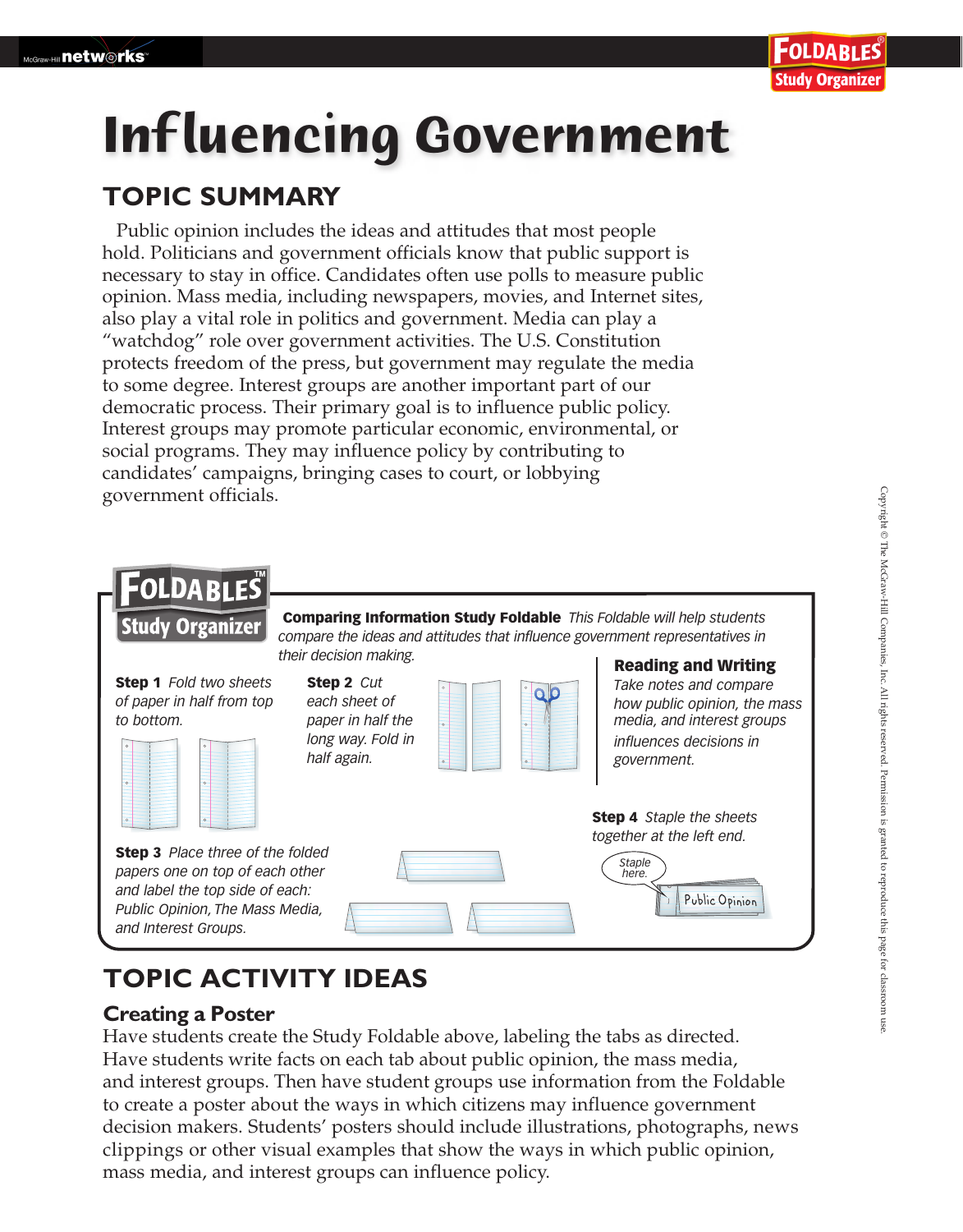# Influencing Government

## TOPIC SUMMARY

Public opinion includes the ideas and attitudes that most people hold. Politicians and government officials know that public support is necessary to stay in office. Candidates often use polls to measure public opinion. Mass media, including newspapers, movies, and Internet sites, also play a vital role in politics and government. Media can play a "watchdog" role over government activities. The U.S. Constitution protects freedom of the press, but government may regulate the media to some degree. Interest groups are another important part of our democratic process. Their primary goal is to influence public policy. Interest groups may promote particular economic, environmental, or social programs. They may influence policy by contributing to candidates' campaigns, bringing cases to court, or lobbying government officials.

**FOLDABLES Study Organizer**

**Comparing Information Study Foldable** *This Foldable will help students compare the ideas and attitudes that influence government representatives in their decision making.*

**Step 1** *Fold two sheets of paper in half from top to bottom.*

**Step 2** *Cut each sheet of paper in half the long way. Fold in half again.*

**Step 3** *Place three of the folded papers one on top of each other and label the top side of each: Public Opinion, The Mass Media, and Interest Groups.*

**Step 4** *Staple the sheets together at the left end.*

*Staple here.*

Public Opinion

**Reading and Writing**

*Take notes and compare how public opinion, the mass media, and interest groups influences decisions in government.*

## TOPIC ACTIVITY IDEAS

### Creating a Poster

Have students create the Study Foldable above, labeling the tabs as directed. Have students write facts on each tab about public opinion, the mass media, and interest groups. Then have student groups use information from the Foldable to create a poster about the ways in which citizens may influence government decision makers. Students' posters should include illustrations, photographs, news clippings or other visual examples that show the ways in which public opinion, mass media, and interest groups can influence policy.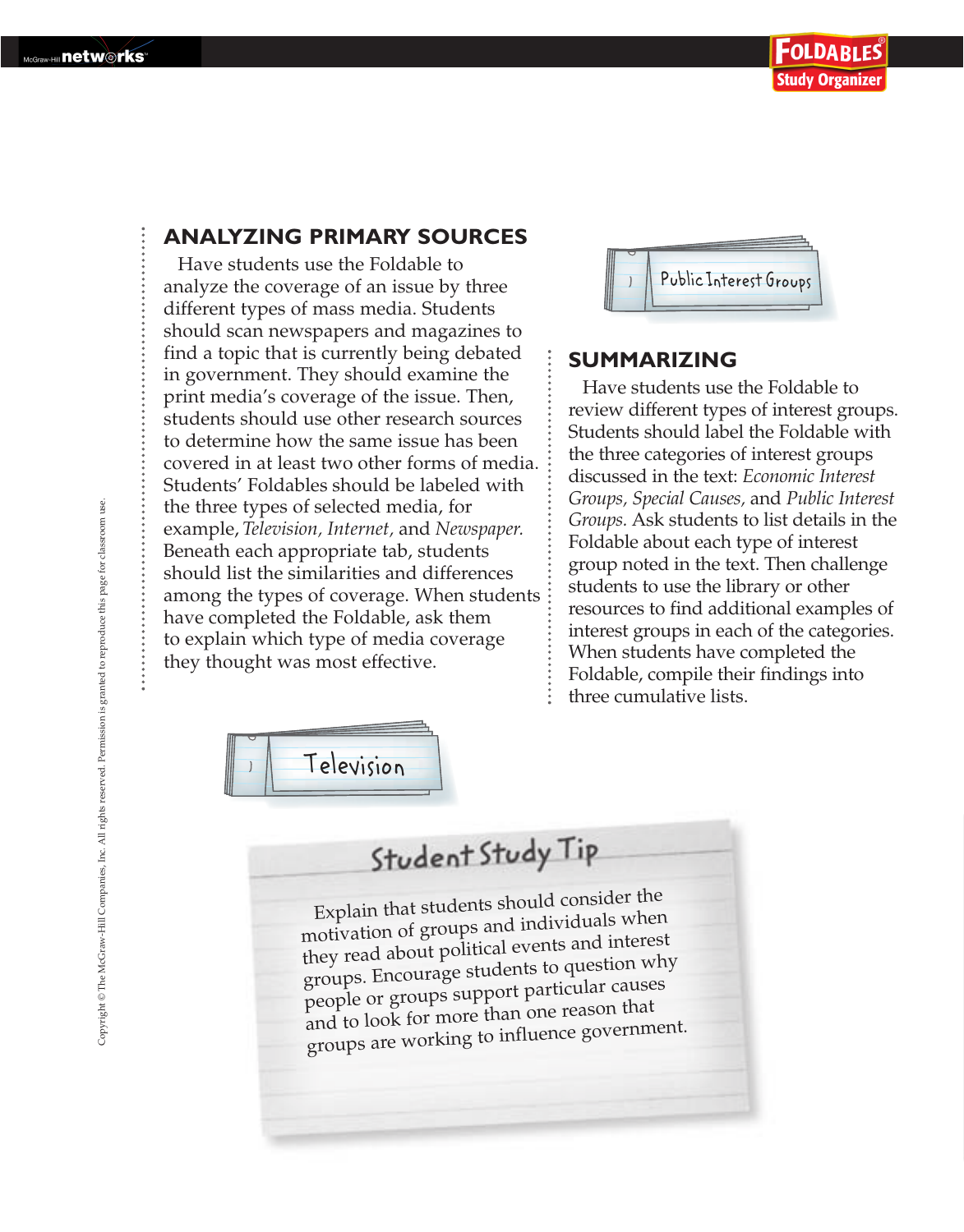## ANALYZING PRIMARY SOURCES

Have students use the Foldable to analyze the coverage of an issue by three different types of mass media. Students should scan newspapers and magazines to find a topic that is currently being debated in government. They should examine the print media's coverage of the issue. Then, students should use other research sources to determine how the same issue has been covered in at least two other forms of media. Students' Foldables should be labeled with the three types of selected media, for example, *Television, Internet,* and *Newspaper.* Beneath each appropriate tab, students should list the similarities and differences among the types of coverage. When students have completed the Foldable, ask them to explain which type of media coverage they thought was most effective.

Television

## SUMMARIZING

Public Interest Groups

Have students use the Foldable to review different types of interest groups. Students should label the Foldable with the three categories of interest groups discussed in the text: *Economic Interest Groups, Special Causes,* and *Public Interest Groups.* Ask students to list details in the Foldable about each type of interest group noted in the text. Then challenge students to use the library or other resources to find additional examples of interest groups in each of the categories. When students have completed the Foldable, compile their findings into three cumulative lists.

## Student Study Tip

Explain that students should consider the motivation of groups and individuals when they read about political events and interest groups. Encourage students to question why people or groups support particular causes and to look for more than one reason that groups are working to influence government.